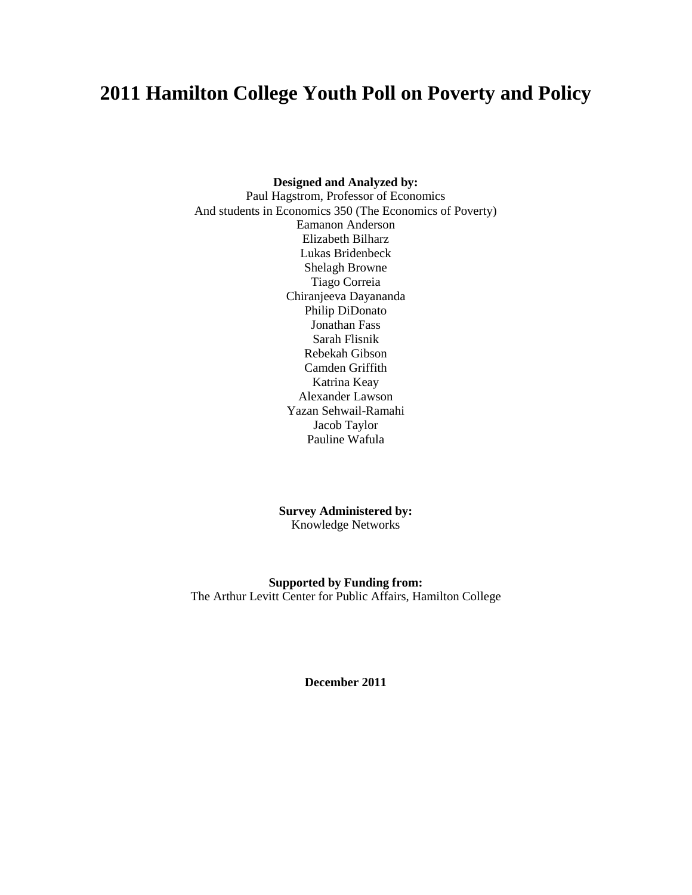# 2011 Hamilton College Youth Poll on Poverty and Policy

**Designed and Analyzed by:**
Paul Hagstrom, Professor of Economics
And students in Economics 350 (The Economics of Poverty)
Eamanon Anderson
Elizabeth Bilharz
Lukas Bridenbeck
Shelagh Browne
Tiago Correia
Chiranjeeva Dayananda
Philip DiDonato
Jonathan Fass
Sarah Flisnik
Rebekah Gibson
Camden Griffith
Katrina Keay
Alexander Lawson
Yazan Sehwail-Ramahi
Jacob Taylor
Pauline Wafula

**Survey Administered by:**
Knowledge Networks

**Supported by Funding from:**
The Arthur Levitt Center for Public Affairs, Hamilton College

**December 2011**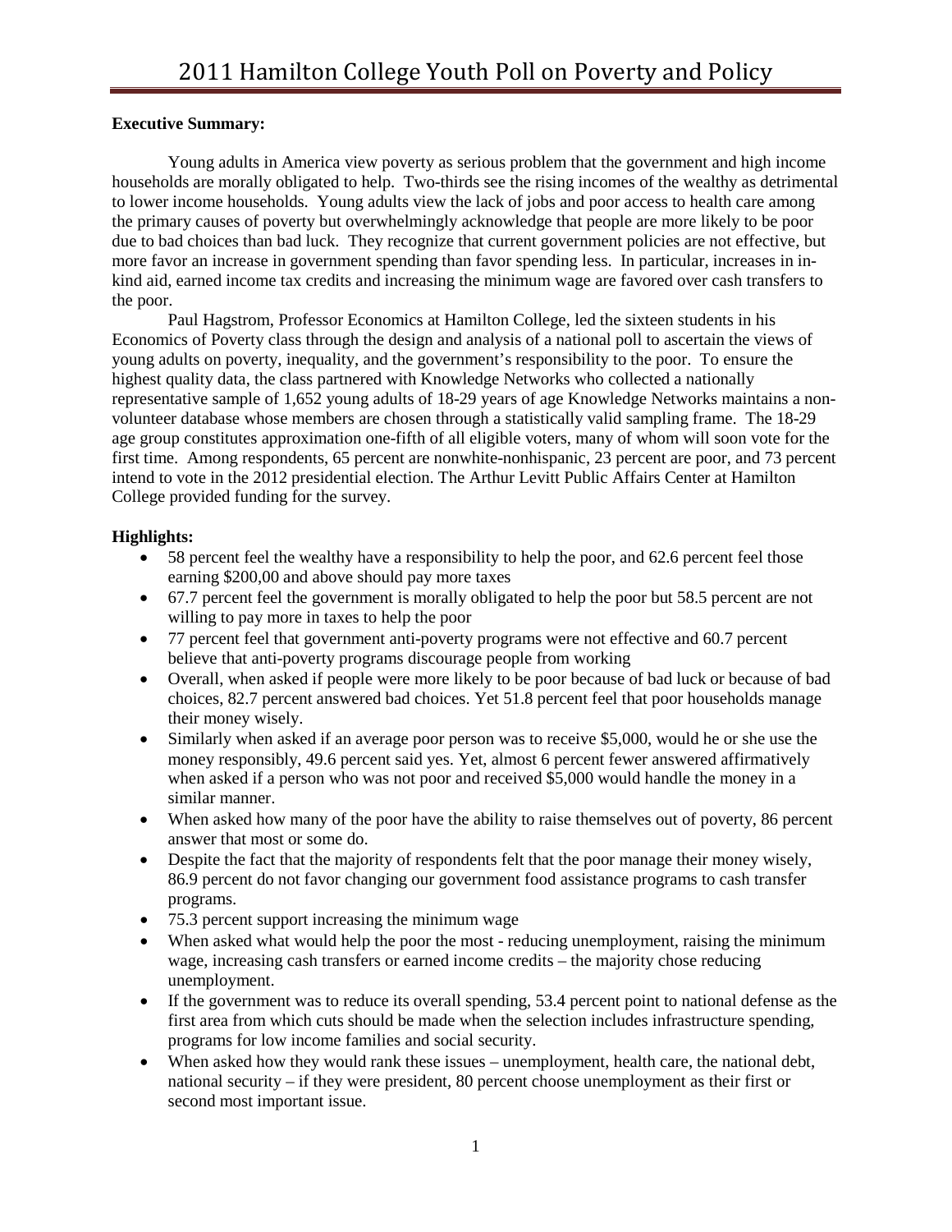# 2011 Hamilton College Youth Poll on Poverty and Policy

**Executive Summary:**

Young adults in America view poverty as serious problem that the government and high income households are morally obligated to help. Two-thirds see the rising incomes of the wealthy as detrimental to lower income households. Young adults view the lack of jobs and poor access to health care among the primary causes of poverty but overwhelmingly acknowledge that people are more likely to be poor due to bad choices than bad luck. They recognize that current government policies are not effective, but more favor an increase in government spending than favor spending less. In particular, increases in in-kind aid, earned income tax credits and increasing the minimum wage are favored over cash transfers to the poor.

Paul Hagstrom, Professor Economics at Hamilton College, led the sixteen students in his Economics of Poverty class through the design and analysis of a national poll to ascertain the views of young adults on poverty, inequality, and the government's responsibility to the poor. To ensure the highest quality data, the class partnered with Knowledge Networks who collected a nationally representative sample of 1,652 young adults of 18-29 years of age Knowledge Networks maintains a non-volunteer database whose members are chosen through a statistically valid sampling frame. The 18-29 age group constitutes approximation one-fifth of all eligible voters, many of whom will soon vote for the first time. Among respondents, 65 percent are nonwhite-nonhispanic, 23 percent are poor, and 73 percent intend to vote in the 2012 presidential election. The Arthur Levitt Public Affairs Center at Hamilton College provided funding for the survey.

**Highlights:**

- 58 percent feel the wealthy have a responsibility to help the poor, and 62.6 percent feel those earning $200,00 and above should pay more taxes
- 67.7 percent feel the government is morally obligated to help the poor but 58.5 percent are not willing to pay more in taxes to help the poor
- 77 percent feel that government anti-poverty programs were not effective and 60.7 percent believe that anti-poverty programs discourage people from working
- Overall, when asked if people were more likely to be poor because of bad luck or because of bad choices, 82.7 percent answered bad choices. Yet 51.8 percent feel that poor households manage their money wisely.
- Similarly when asked if an average poor person was to receive $5,000, would he or she use the money responsibly, 49.6 percent said yes. Yet, almost 6 percent fewer answered affirmatively when asked if a person who was not poor and received $5,000 would handle the money in a similar manner.
- When asked how many of the poor have the ability to raise themselves out of poverty, 86 percent answer that most or some do.
- Despite the fact that the majority of respondents felt that the poor manage their money wisely, 86.9 percent do not favor changing our government food assistance programs to cash transfer programs.
- 75.3 percent support increasing the minimum wage
- When asked what would help the poor the most - reducing unemployment, raising the minimum wage, increasing cash transfers or earned income credits – the majority chose reducing unemployment.
- If the government was to reduce its overall spending, 53.4 percent point to national defense as the first area from which cuts should be made when the selection includes infrastructure spending, programs for low income families and social security.
- When asked how they would rank these issues – unemployment, health care, the national debt, national security – if they were president, 80 percent choose unemployment as their first or second most important issue.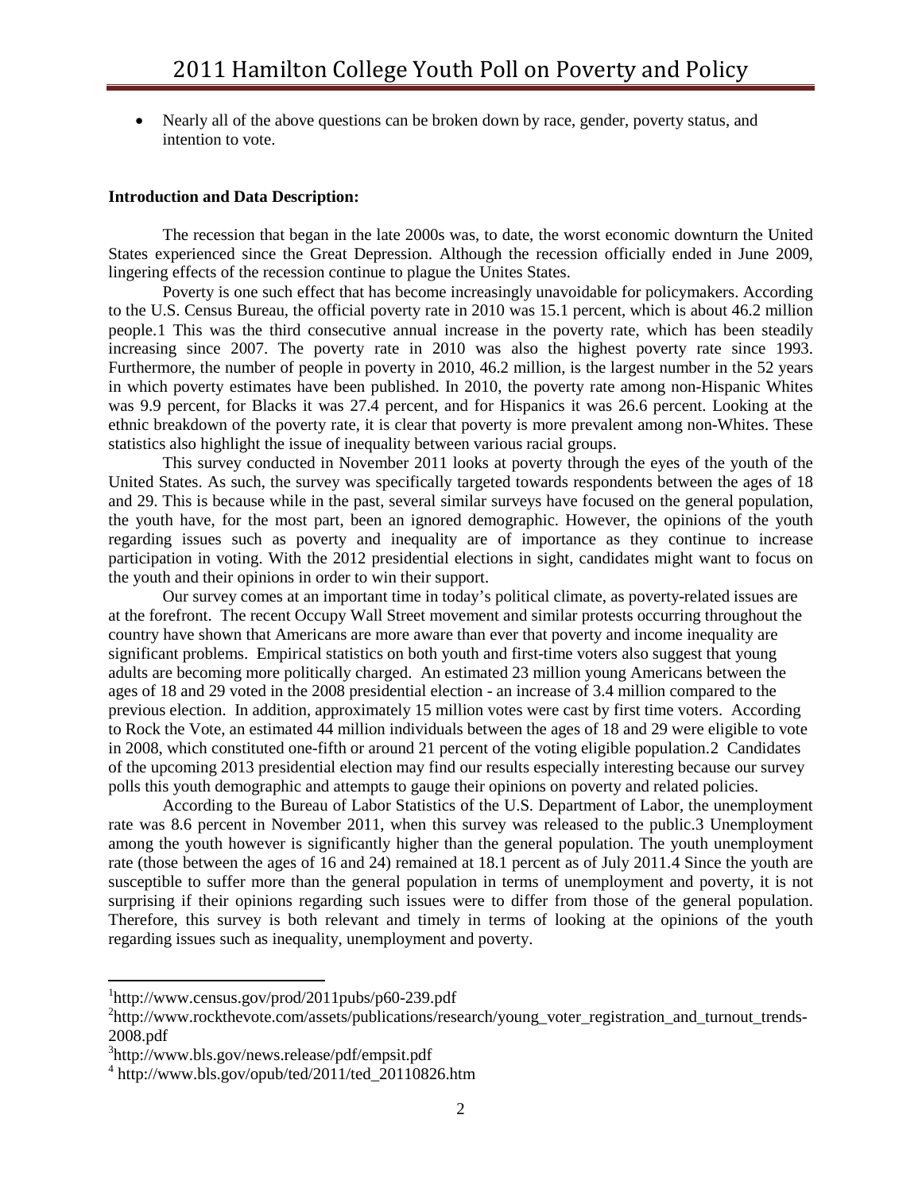- Nearly all of the above questions can be broken down by race, gender, poverty status, and intention to vote.

**Introduction and Data Description:**

The recession that began in the late 2000s was, to date, the worst economic downturn the United States experienced since the Great Depression. Although the recession officially ended in June 2009, lingering effects of the recession continue to plague the Unites States.

Poverty is one such effect that has become increasingly unavoidable for policymakers. According to the U.S. Census Bureau, the official poverty rate in 2010 was 15.1 percent, which is about 46.2 million people.1 This was the third consecutive annual increase in the poverty rate, which has been steadily increasing since 2007. The poverty rate in 2010 was also the highest poverty rate since 1993. Furthermore, the number of people in poverty in 2010, 46.2 million, is the largest number in the 52 years in which poverty estimates have been published. In 2010, the poverty rate among non-Hispanic Whites was 9.9 percent, for Blacks it was 27.4 percent, and for Hispanics it was 26.6 percent. Looking at the ethnic breakdown of the poverty rate, it is clear that poverty is more prevalent among non-Whites. These statistics also highlight the issue of inequality between various racial groups.

This survey conducted in November 2011 looks at poverty through the eyes of the youth of the United States. As such, the survey was specifically targeted towards respondents between the ages of 18 and 29. This is because while in the past, several similar surveys have focused on the general population, the youth have, for the most part, been an ignored demographic. However, the opinions of the youth regarding issues such as poverty and inequality are of importance as they continue to increase participation in voting. With the 2012 presidential elections in sight, candidates might want to focus on the youth and their opinions in order to win their support.

Our survey comes at an important time in today's political climate, as poverty-related issues are at the forefront. The recent Occupy Wall Street movement and similar protests occurring throughout the country have shown that Americans are more aware than ever that poverty and income inequality are significant problems. Empirical statistics on both youth and first-time voters also suggest that young adults are becoming more politically charged. An estimated 23 million young Americans between the ages of 18 and 29 voted in the 2008 presidential election - an increase of 3.4 million compared to the previous election. In addition, approximately 15 million votes were cast by first time voters. According to Rock the Vote, an estimated 44 million individuals between the ages of 18 and 29 were eligible to vote in 2008, which constituted one-fifth or around 21 percent of the voting eligible population.2 Candidates of the upcoming 2013 presidential election may find our results especially interesting because our survey polls this youth demographic and attempts to gauge their opinions on poverty and related policies.

According to the Bureau of Labor Statistics of the U.S. Department of Labor, the unemployment rate was 8.6 percent in November 2011, when this survey was released to the public.3 Unemployment among the youth however is significantly higher than the general population. The youth unemployment rate (those between the ages of 16 and 24) remained at 18.1 percent as of July 2011.4 Since the youth are susceptible to suffer more than the general population in terms of unemployment and poverty, it is not surprising if their opinions regarding such issues were to differ from those of the general population. Therefore, this survey is both relevant and timely in terms of looking at the opinions of the youth regarding issues such as inequality, unemployment and poverty.

---

[1] http://www.census.gov/prod/2011pubs/p60-239.pdf

[2] http://www.rockthevote.com/assets/publications/research/young_voter_registration_and_turnout_trends-2008.pdf

[3] http://www.bls.gov/news.release/pdf/empsit.pdf

[4] http://www.bls.gov/opub/ted/2011/ted_20110826.htm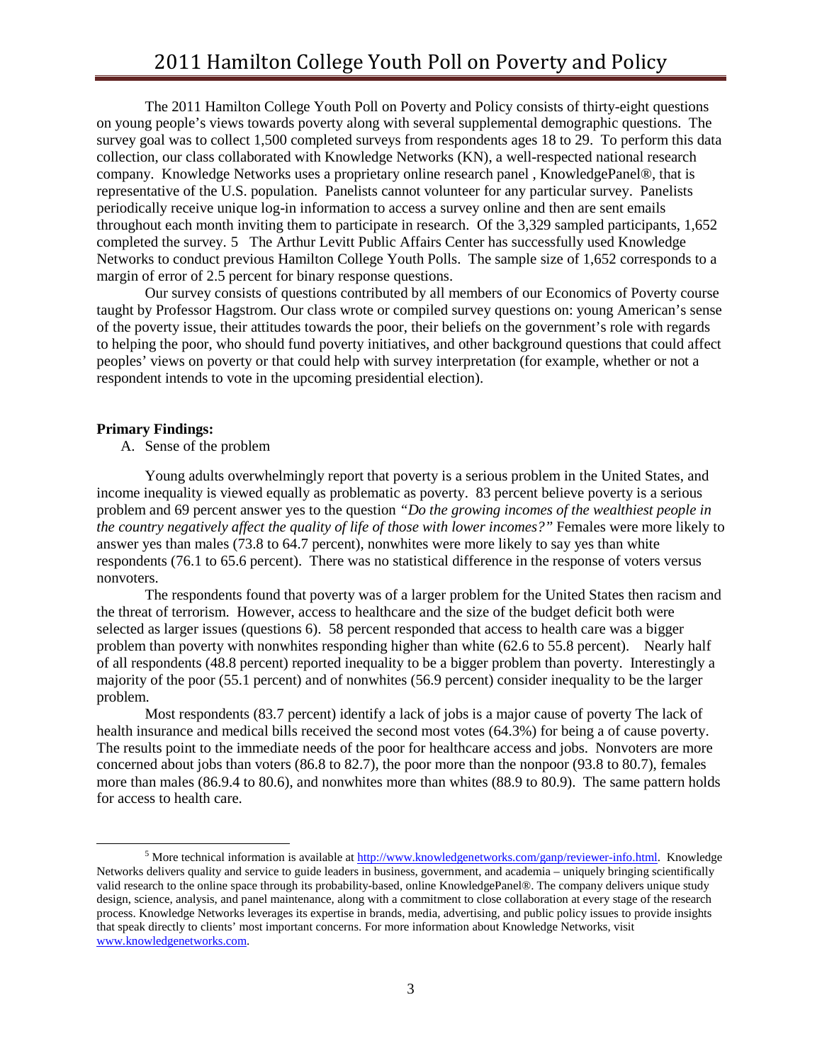The 2011 Hamilton College Youth Poll on Poverty and Policy consists of thirty-eight questions on young people's views towards poverty along with several supplemental demographic questions. The survey goal was to collect 1,500 completed surveys from respondents ages 18 to 29. To perform this data collection, our class collaborated with Knowledge Networks (KN), a well-respected national research company. Knowledge Networks uses a proprietary online research panel , KnowledgePanel®, that is representative of the U.S. population. Panelists cannot volunteer for any particular survey. Panelists periodically receive unique log-in information to access a survey online and then are sent emails throughout each month inviting them to participate in research. Of the 3,329 sampled participants, 1,652 completed the survey. 5 The Arthur Levitt Public Affairs Center has successfully used Knowledge Networks to conduct previous Hamilton College Youth Polls. The sample size of 1,652 corresponds to a margin of error of 2.5 percent for binary response questions.

Our survey consists of questions contributed by all members of our Economics of Poverty course taught by Professor Hagstrom. Our class wrote or compiled survey questions on: young American's sense of the poverty issue, their attitudes towards the poor, their beliefs on the government's role with regards to helping the poor, who should fund poverty initiatives, and other background questions that could affect peoples' views on poverty or that could help with survey interpretation (for example, whether or not a respondent intends to vote in the upcoming presidential election).

**Primary Findings:**

A. Sense of the problem

Young adults overwhelmingly report that poverty is a serious problem in the United States, and income inequality is viewed equally as problematic as poverty. 83 percent believe poverty is a serious problem and 69 percent answer yes to the question *"Do the growing incomes of the wealthiest people in the country negatively affect the quality of life of those with lower incomes?"* Females were more likely to answer yes than males (73.8 to 64.7 percent), nonwhites were more likely to say yes than white respondents (76.1 to 65.6 percent). There was no statistical difference in the response of voters versus nonvoters.

The respondents found that poverty was of a larger problem for the United States then racism and the threat of terrorism. However, access to healthcare and the size of the budget deficit both were selected as larger issues (questions 6). 58 percent responded that access to health care was a bigger problem than poverty with nonwhites responding higher than white (62.6 to 55.8 percent). Nearly half of all respondents (48.8 percent) reported inequality to be a bigger problem than poverty. Interestingly a majority of the poor (55.1 percent) and of nonwhites (56.9 percent) consider inequality to be the larger problem.

Most respondents (83.7 percent) identify a lack of jobs is a major cause of poverty The lack of health insurance and medical bills received the second most votes (64.3%) for being a of cause poverty. The results point to the immediate needs of the poor for healthcare access and jobs. Nonvoters are more concerned about jobs than voters (86.8 to 82.7), the poor more than the nonpoor (93.8 to 80.7), females more than males (86.9.4 to 80.6), and nonwhites more than whites (88.9 to 80.9). The same pattern holds for access to health care.

[5] More technical information is available at http://www.knowledgenetworks.com/ganp/reviewer-info.html. Knowledge Networks delivers quality and service to guide leaders in business, government, and academia – uniquely bringing scientifically valid research to the online space through its probability-based, online KnowledgePanel®. The company delivers unique study design, science, analysis, and panel maintenance, along with a commitment to close collaboration at every stage of the research process. Knowledge Networks leverages its expertise in brands, media, advertising, and public policy issues to provide insights that speak directly to clients' most important concerns. For more information about Knowledge Networks, visit www.knowledgenetworks.com.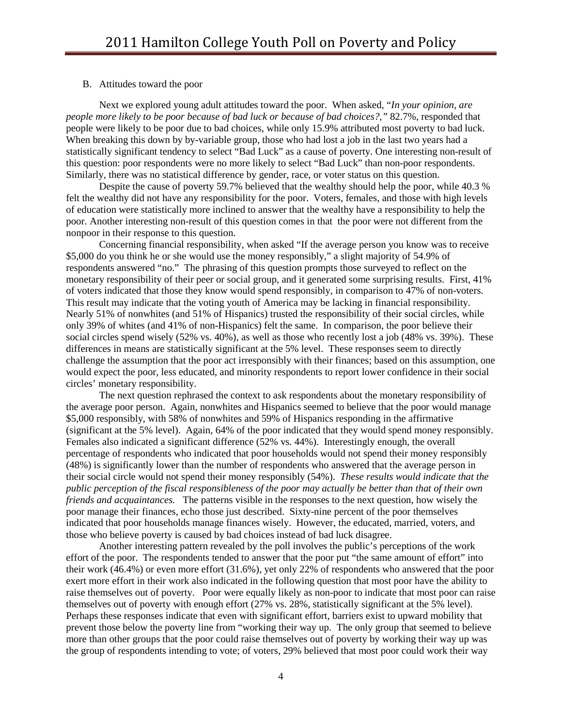B. Attitudes toward the poor

Next we explored young adult attitudes toward the poor. When asked, "*In your opinion, are people more likely to be poor because of bad luck or because of bad choices?,"* 82.7%, responded that people were likely to be poor due to bad choices, while only 15.9% attributed most poverty to bad luck. When breaking this down by by-variable group, those who had lost a job in the last two years had a statistically significant tendency to select "Bad Luck" as a cause of poverty. One interesting non-result of this question: poor respondents were no more likely to select "Bad Luck" than non-poor respondents. Similarly, there was no statistical difference by gender, race, or voter status on this question.

Despite the cause of poverty 59.7% believed that the wealthy should help the poor, while 40.3 % felt the wealthy did not have any responsibility for the poor. Voters, females, and those with high levels of education were statistically more inclined to answer that the wealthy have a responsibility to help the poor. Another interesting non-result of this question comes in that the poor were not different from the nonpoor in their response to this question.

Concerning financial responsibility, when asked "If the average person you know was to receive \$5,000 do you think he or she would use the money responsibly," a slight majority of 54.9% of respondents answered "no." The phrasing of this question prompts those surveyed to reflect on the monetary responsibility of their peer or social group, and it generated some surprising results. First, 41% of voters indicated that those they know would spend responsibly, in comparison to 47% of non-voters. This result may indicate that the voting youth of America may be lacking in financial responsibility. Nearly 51% of nonwhites (and 51% of Hispanics) trusted the responsibility of their social circles, while only 39% of whites (and 41% of non-Hispanics) felt the same. In comparison, the poor believe their social circles spend wisely (52% vs. 40%), as well as those who recently lost a job (48% vs. 39%). These differences in means are statistically significant at the 5% level. These responses seem to directly challenge the assumption that the poor act irresponsibly with their finances; based on this assumption, one would expect the poor, less educated, and minority respondents to report lower confidence in their social circles' monetary responsibility.

The next question rephrased the context to ask respondents about the monetary responsibility of the average poor person. Again, nonwhites and Hispanics seemed to believe that the poor would manage \$5,000 responsibly, with 58% of nonwhites and 59% of Hispanics responding in the affirmative (significant at the 5% level). Again, 64% of the poor indicated that they would spend money responsibly. Females also indicated a significant difference (52% vs. 44%). Interestingly enough, the overall percentage of respondents who indicated that poor households would not spend their money responsibly (48%) is significantly lower than the number of respondents who answered that the average person in their social circle would not spend their money responsibly (54%). *These results would indicate that the public perception of the fiscal responsibleness of the poor may actually be better than that of their own friends and acquaintances.* The patterns visible in the responses to the next question, how wisely the poor manage their finances, echo those just described. Sixty-nine percent of the poor themselves indicated that poor households manage finances wisely. However, the educated, married, voters, and those who believe poverty is caused by bad choices instead of bad luck disagree.

Another interesting pattern revealed by the poll involves the public's perceptions of the work effort of the poor. The respondents tended to answer that the poor put "the same amount of effort" into their work (46.4%) or even more effort (31.6%), yet only 22% of respondents who answered that the poor exert more effort in their work also indicated in the following question that most poor have the ability to raise themselves out of poverty. Poor were equally likely as non-poor to indicate that most poor can raise themselves out of poverty with enough effort (27% vs. 28%, statistically significant at the 5% level). Perhaps these responses indicate that even with significant effort, barriers exist to upward mobility that prevent those below the poverty line from "working their way up. The only group that seemed to believe more than other groups that the poor could raise themselves out of poverty by working their way up was the group of respondents intending to vote; of voters, 29% believed that most poor could work their way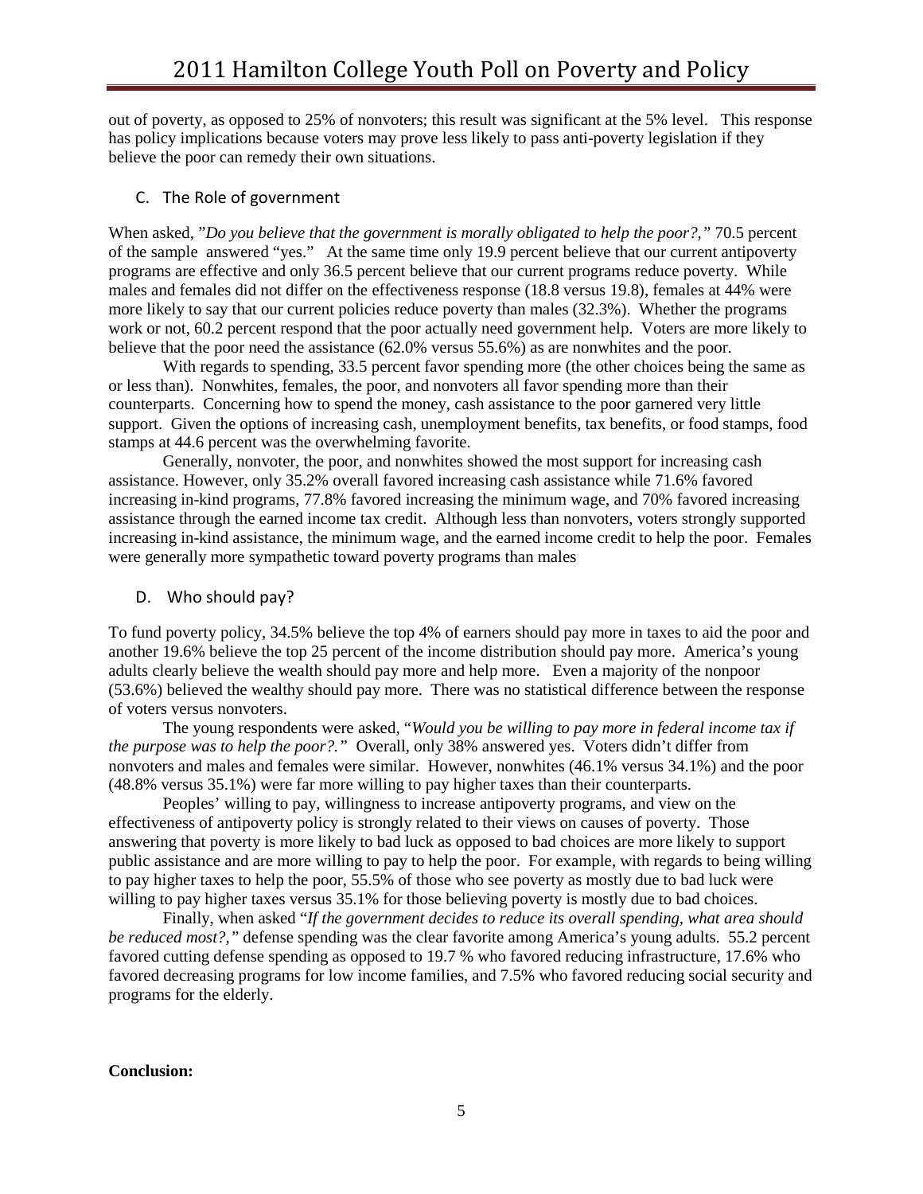out of poverty, as opposed to 25% of nonvoters; this result was significant at the 5% level. This response has policy implications because voters may prove less likely to pass anti-poverty legislation if they believe the poor can remedy their own situations.

## C. The Role of government

When asked, "*Do you believe that the government is morally obligated to help the poor?,*" 70.5 percent of the sample answered "yes." At the same time only 19.9 percent believe that our current antipoverty programs are effective and only 36.5 percent believe that our current programs reduce poverty. While males and females did not differ on the effectiveness response (18.8 versus 19.8), females at 44% were more likely to say that our current policies reduce poverty than males (32.3%). Whether the programs work or not, 60.2 percent respond that the poor actually need government help. Voters are more likely to believe that the poor need the assistance (62.0% versus 55.6%) as are nonwhites and the poor.

With regards to spending, 33.5 percent favor spending more (the other choices being the same as or less than). Nonwhites, females, the poor, and nonvoters all favor spending more than their counterparts. Concerning how to spend the money, cash assistance to the poor garnered very little support. Given the options of increasing cash, unemployment benefits, tax benefits, or food stamps, food stamps at 44.6 percent was the overwhelming favorite.

Generally, nonvoter, the poor, and nonwhites showed the most support for increasing cash assistance. However, only 35.2% overall favored increasing cash assistance while 71.6% favored increasing in-kind programs, 77.8% favored increasing the minimum wage, and 70% favored increasing assistance through the earned income tax credit. Although less than nonvoters, voters strongly supported increasing in-kind assistance, the minimum wage, and the earned income credit to help the poor. Females were generally more sympathetic toward poverty programs than males

## D. Who should pay?

To fund poverty policy, 34.5% believe the top 4% of earners should pay more in taxes to aid the poor and another 19.6% believe the top 25 percent of the income distribution should pay more. America's young adults clearly believe the wealth should pay more and help more. Even a majority of the nonpoor (53.6%) believed the wealthy should pay more. There was no statistical difference between the response of voters versus nonvoters.

The young respondents were asked, "*Would you be willing to pay more in federal income tax if the purpose was to help the poor?.*" Overall, only 38% answered yes. Voters didn't differ from nonvoters and males and females were similar. However, nonwhites (46.1% versus 34.1%) and the poor (48.8% versus 35.1%) were far more willing to pay higher taxes than their counterparts.

Peoples' willing to pay, willingness to increase antipoverty programs, and view on the effectiveness of antipoverty policy is strongly related to their views on causes of poverty. Those answering that poverty is more likely to bad luck as opposed to bad choices are more likely to support public assistance and are more willing to pay to help the poor. For example, with regards to being willing to pay higher taxes to help the poor, 55.5% of those who see poverty as mostly due to bad luck were willing to pay higher taxes versus 35.1% for those believing poverty is mostly due to bad choices.

Finally, when asked "*If the government decides to reduce its overall spending, what area should be reduced most?,*" defense spending was the clear favorite among America's young adults. 55.2 percent favored cutting defense spending as opposed to 19.7 % who favored reducing infrastructure, 17.6% who favored decreasing programs for low income families, and 7.5% who favored reducing social security and programs for the elderly.

**Conclusion:**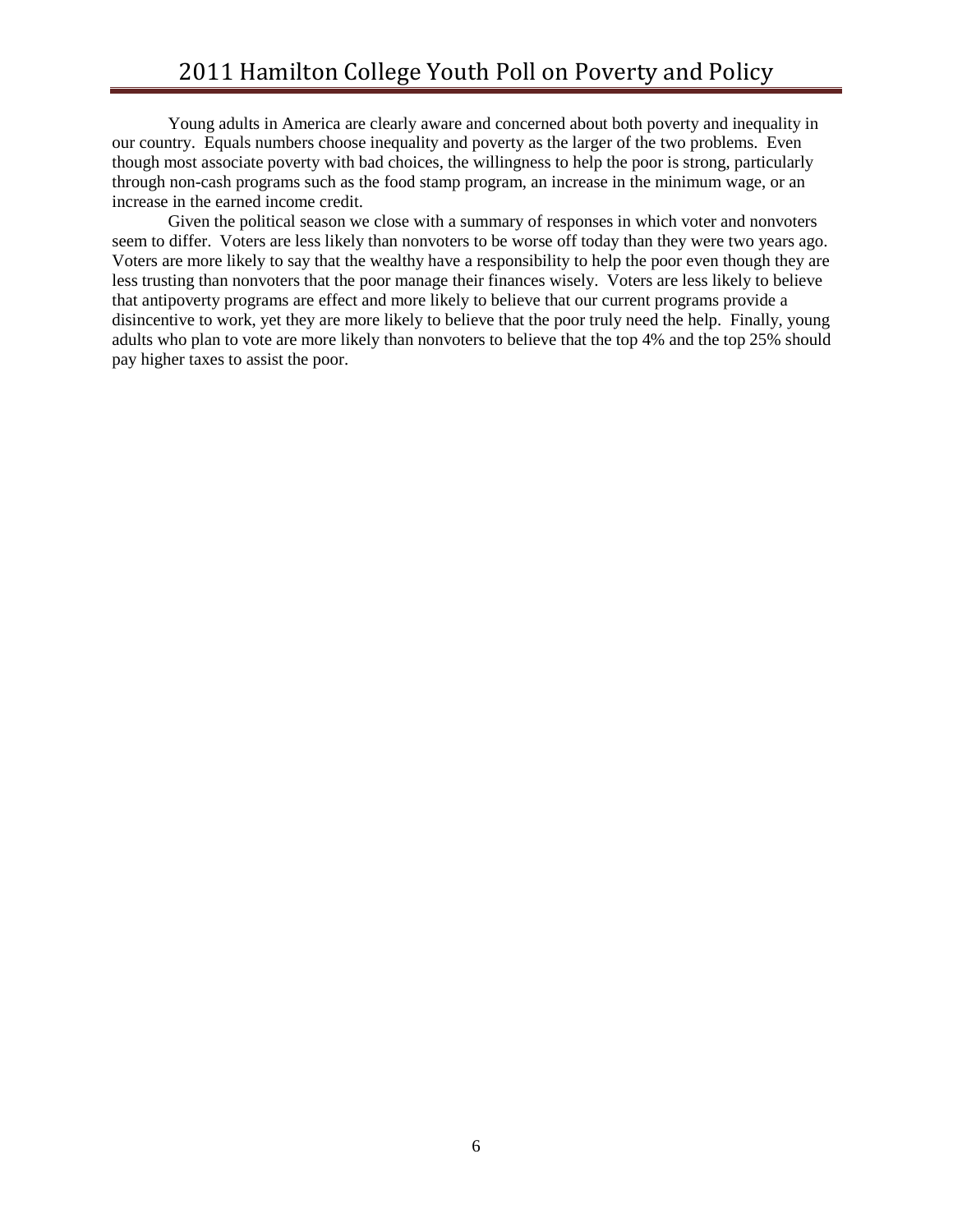Young adults in America are clearly aware and concerned about both poverty and inequality in our country. Equals numbers choose inequality and poverty as the larger of the two problems. Even though most associate poverty with bad choices, the willingness to help the poor is strong, particularly through non-cash programs such as the food stamp program, an increase in the minimum wage, or an increase in the earned income credit.

Given the political season we close with a summary of responses in which voter and nonvoters seem to differ. Voters are less likely than nonvoters to be worse off today than they were two years ago. Voters are more likely to say that the wealthy have a responsibility to help the poor even though they are less trusting than nonvoters that the poor manage their finances wisely. Voters are less likely to believe that antipoverty programs are effect and more likely to believe that our current programs provide a disincentive to work, yet they are more likely to believe that the poor truly need the help. Finally, young adults who plan to vote are more likely than nonvoters to believe that the top 4% and the top 25% should pay higher taxes to assist the poor.